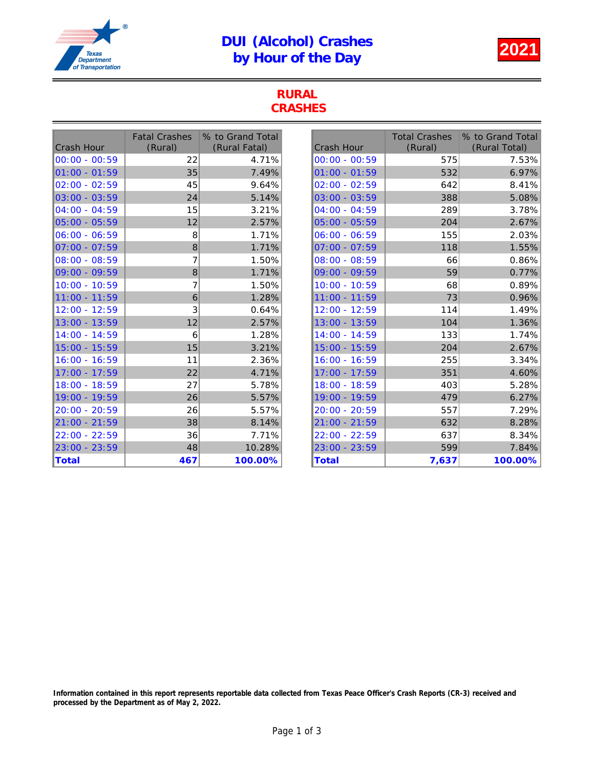# DUI (Alcohol) Crashes by Hour of the Day

**2021**

## RURAL CRASHES

| Crash Hour | Fatal Crashes (Rural) | % to Grand Total (Rural Fatal) |
|---|---|---|
| 00:00 - 00:59 | 22 | 4.71% |
| 01:00 - 01:59 | 35 | 7.49% |
| 02:00 - 02:59 | 45 | 9.64% |
| 03:00 - 03:59 | 24 | 5.14% |
| 04:00 - 04:59 | 15 | 3.21% |
| 05:00 - 05:59 | 12 | 2.57% |
| 06:00 - 06:59 | 8 | 1.71% |
| 07:00 - 07:59 | 8 | 1.71% |
| 08:00 - 08:59 | 7 | 1.50% |
| 09:00 - 09:59 | 8 | 1.71% |
| 10:00 - 10:59 | 7 | 1.50% |
| 11:00 - 11:59 | 6 | 1.28% |
| 12:00 - 12:59 | 3 | 0.64% |
| 13:00 - 13:59 | 12 | 2.57% |
| 14:00 - 14:59 | 6 | 1.28% |
| 15:00 - 15:59 | 15 | 3.21% |
| 16:00 - 16:59 | 11 | 2.36% |
| 17:00 - 17:59 | 22 | 4.71% |
| 18:00 - 18:59 | 27 | 5.78% |
| 19:00 - 19:59 | 26 | 5.57% |
| 20:00 - 20:59 | 26 | 5.57% |
| 21:00 - 21:59 | 38 | 8.14% |
| 22:00 - 22:59 | 36 | 7.71% |
| 23:00 - 23:59 | 48 | 10.28% |
| **Total** | **467** | **100.00%** |

| Crash Hour | Total Crashes (Rural) | % to Grand Total (Rural Total) |
|---|---|---|
| 00:00 - 00:59 | 575 | 7.53% |
| 01:00 - 01:59 | 532 | 6.97% |
| 02:00 - 02:59 | 642 | 8.41% |
| 03:00 - 03:59 | 388 | 5.08% |
| 04:00 - 04:59 | 289 | 3.78% |
| 05:00 - 05:59 | 204 | 2.67% |
| 06:00 - 06:59 | 155 | 2.03% |
| 07:00 - 07:59 | 118 | 1.55% |
| 08:00 - 08:59 | 66 | 0.86% |
| 09:00 - 09:59 | 59 | 0.77% |
| 10:00 - 10:59 | 68 | 0.89% |
| 11:00 - 11:59 | 73 | 0.96% |
| 12:00 - 12:59 | 114 | 1.49% |
| 13:00 - 13:59 | 104 | 1.36% |
| 14:00 - 14:59 | 133 | 1.74% |
| 15:00 - 15:59 | 204 | 2.67% |
| 16:00 - 16:59 | 255 | 3.34% |
| 17:00 - 17:59 | 351 | 4.60% |
| 18:00 - 18:59 | 403 | 5.28% |
| 19:00 - 19:59 | 479 | 6.27% |
| 20:00 - 20:59 | 557 | 7.29% |
| 21:00 - 21:59 | 632 | 8.28% |
| 22:00 - 22:59 | 637 | 8.34% |
| 23:00 - 23:59 | 599 | 7.84% |
| **Total** | **7,637** | **100.00%** |

**Information contained in this report represents reportable data collected from Texas Peace Officer's Crash Reports (CR-3) received and processed by the Department as of May 2, 2022.**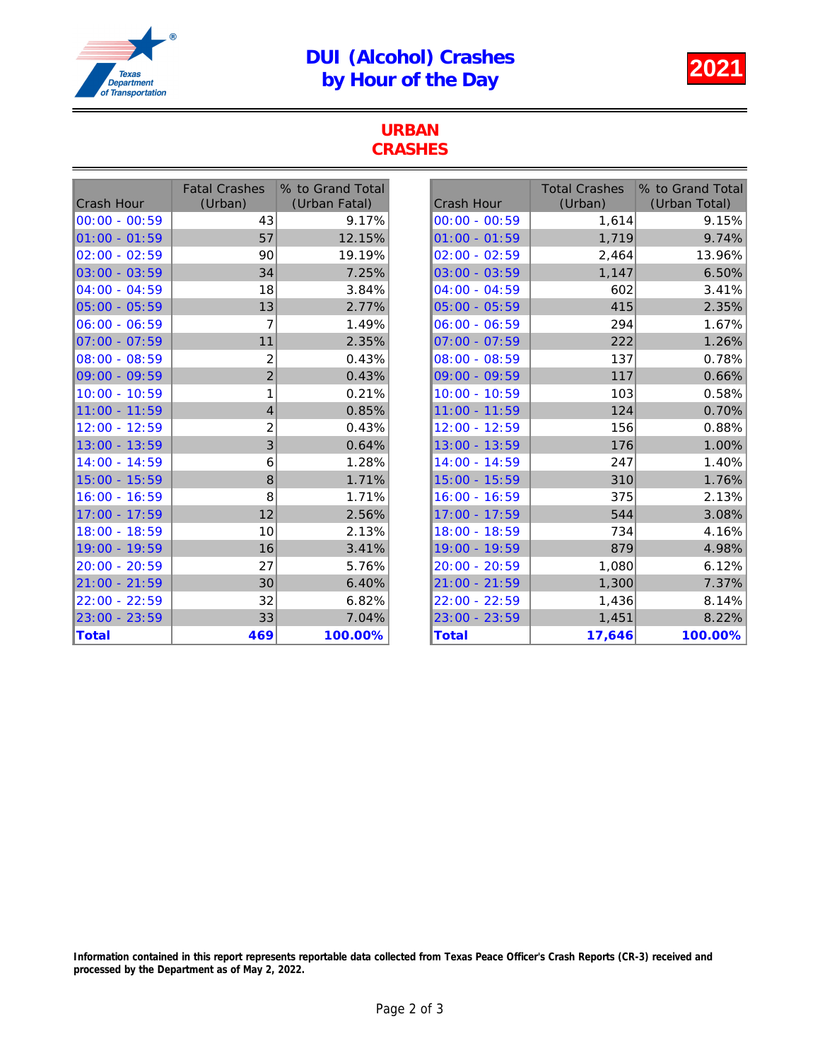# DUI (Alcohol) Crashes by Hour of the Day

**2021**

## URBAN CRASHES

| Crash Hour | Fatal Crashes (Urban) | % to Grand Total (Urban Fatal) |
|---|---|---|
| 00:00 - 00:59 | 43 | 9.17% |
| 01:00 - 01:59 | 57 | 12.15% |
| 02:00 - 02:59 | 90 | 19.19% |
| 03:00 - 03:59 | 34 | 7.25% |
| 04:00 - 04:59 | 18 | 3.84% |
| 05:00 - 05:59 | 13 | 2.77% |
| 06:00 - 06:59 | 7 | 1.49% |
| 07:00 - 07:59 | 11 | 2.35% |
| 08:00 - 08:59 | 2 | 0.43% |
| 09:00 - 09:59 | 2 | 0.43% |
| 10:00 - 10:59 | 1 | 0.21% |
| 11:00 - 11:59 | 4 | 0.85% |
| 12:00 - 12:59 | 2 | 0.43% |
| 13:00 - 13:59 | 3 | 0.64% |
| 14:00 - 14:59 | 6 | 1.28% |
| 15:00 - 15:59 | 8 | 1.71% |
| 16:00 - 16:59 | 8 | 1.71% |
| 17:00 - 17:59 | 12 | 2.56% |
| 18:00 - 18:59 | 10 | 2.13% |
| 19:00 - 19:59 | 16 | 3.41% |
| 20:00 - 20:59 | 27 | 5.76% |
| 21:00 - 21:59 | 30 | 6.40% |
| 22:00 - 22:59 | 32 | 6.82% |
| 23:00 - 23:59 | 33 | 7.04% |
| **Total** | **469** | **100.00%** |

| Crash Hour | Total Crashes (Urban) | % to Grand Total (Urban Total) |
|---|---|---|
| 00:00 - 00:59 | 1,614 | 9.15% |
| 01:00 - 01:59 | 1,719 | 9.74% |
| 02:00 - 02:59 | 2,464 | 13.96% |
| 03:00 - 03:59 | 1,147 | 6.50% |
| 04:00 - 04:59 | 602 | 3.41% |
| 05:00 - 05:59 | 415 | 2.35% |
| 06:00 - 06:59 | 294 | 1.67% |
| 07:00 - 07:59 | 222 | 1.26% |
| 08:00 - 08:59 | 137 | 0.78% |
| 09:00 - 09:59 | 117 | 0.66% |
| 10:00 - 10:59 | 103 | 0.58% |
| 11:00 - 11:59 | 124 | 0.70% |
| 12:00 - 12:59 | 156 | 0.88% |
| 13:00 - 13:59 | 176 | 1.00% |
| 14:00 - 14:59 | 247 | 1.40% |
| 15:00 - 15:59 | 310 | 1.76% |
| 16:00 - 16:59 | 375 | 2.13% |
| 17:00 - 17:59 | 544 | 3.08% |
| 18:00 - 18:59 | 734 | 4.16% |
| 19:00 - 19:59 | 879 | 4.98% |
| 20:00 - 20:59 | 1,080 | 6.12% |
| 21:00 - 21:59 | 1,300 | 7.37% |
| 22:00 - 22:59 | 1,436 | 8.14% |
| 23:00 - 23:59 | 1,451 | 8.22% |
| **Total** | **17,646** | **100.00%** |

**Information contained in this report represents reportable data collected from Texas Peace Officer's Crash Reports (CR-3) received and processed by the Department as of May 2, 2022.**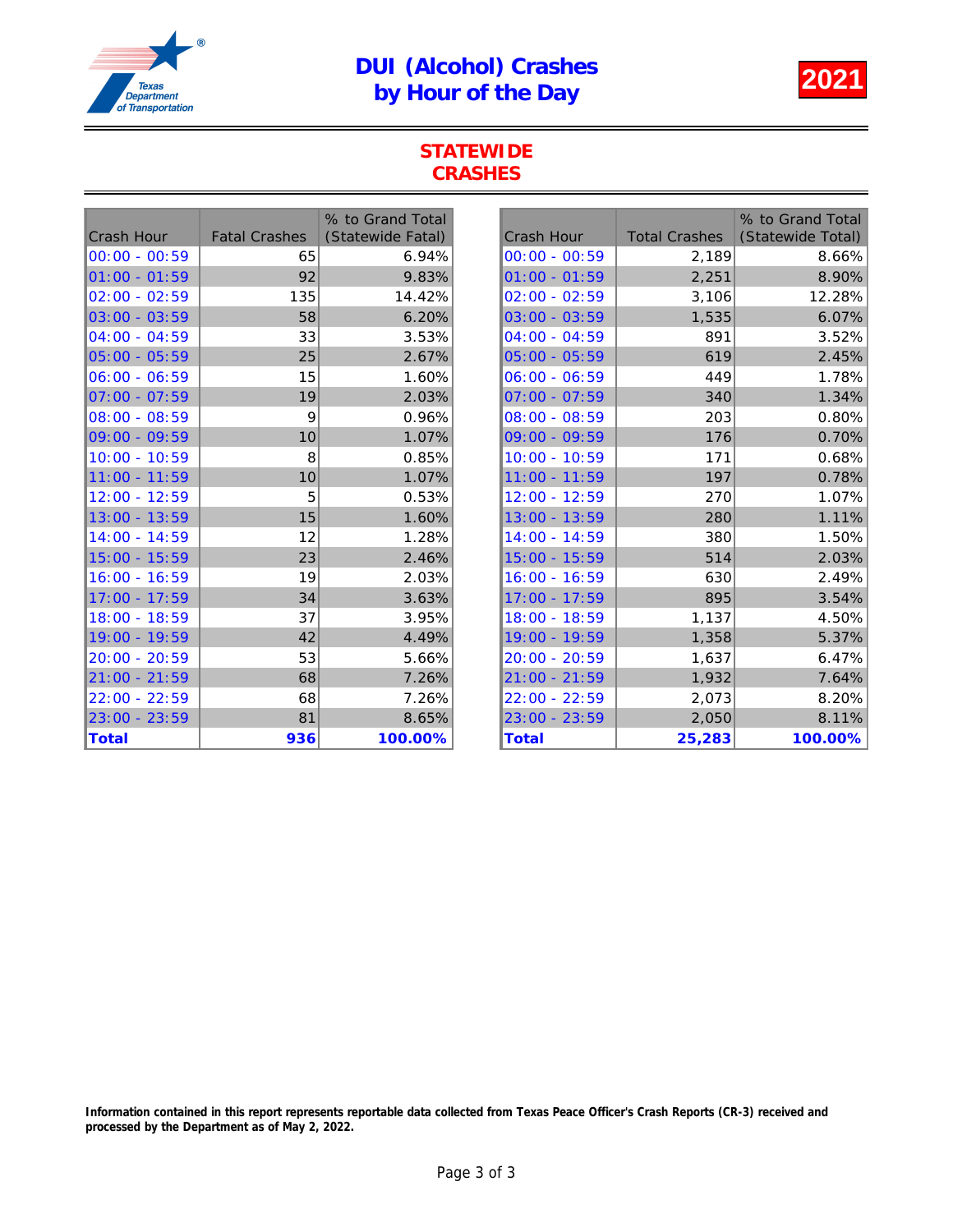# DUI (Alcohol) Crashes by Hour of the Day

**2021**

## STATEWIDE CRASHES

| Crash Hour | Fatal Crashes | % to Grand Total (Statewide Fatal) |
|---|---|---|
| 00:00 - 00:59 | 65 | 6.94% |
| 01:00 - 01:59 | 92 | 9.83% |
| 02:00 - 02:59 | 135 | 14.42% |
| 03:00 - 03:59 | 58 | 6.20% |
| 04:00 - 04:59 | 33 | 3.53% |
| 05:00 - 05:59 | 25 | 2.67% |
| 06:00 - 06:59 | 15 | 1.60% |
| 07:00 - 07:59 | 19 | 2.03% |
| 08:00 - 08:59 | 9 | 0.96% |
| 09:00 - 09:59 | 10 | 1.07% |
| 10:00 - 10:59 | 8 | 0.85% |
| 11:00 - 11:59 | 10 | 1.07% |
| 12:00 - 12:59 | 5 | 0.53% |
| 13:00 - 13:59 | 15 | 1.60% |
| 14:00 - 14:59 | 12 | 1.28% |
| 15:00 - 15:59 | 23 | 2.46% |
| 16:00 - 16:59 | 19 | 2.03% |
| 17:00 - 17:59 | 34 | 3.63% |
| 18:00 - 18:59 | 37 | 3.95% |
| 19:00 - 19:59 | 42 | 4.49% |
| 20:00 - 20:59 | 53 | 5.66% |
| 21:00 - 21:59 | 68 | 7.26% |
| 22:00 - 22:59 | 68 | 7.26% |
| 23:00 - 23:59 | 81 | 8.65% |
| **Total** | **936** | **100.00%** |

| Crash Hour | Total Crashes | % to Grand Total (Statewide Total) |
|---|---|---|
| 00:00 - 00:59 | 2,189 | 8.66% |
| 01:00 - 01:59 | 2,251 | 8.90% |
| 02:00 - 02:59 | 3,106 | 12.28% |
| 03:00 - 03:59 | 1,535 | 6.07% |
| 04:00 - 04:59 | 891 | 3.52% |
| 05:00 - 05:59 | 619 | 2.45% |
| 06:00 - 06:59 | 449 | 1.78% |
| 07:00 - 07:59 | 340 | 1.34% |
| 08:00 - 08:59 | 203 | 0.80% |
| 09:00 - 09:59 | 176 | 0.70% |
| 10:00 - 10:59 | 171 | 0.68% |
| 11:00 - 11:59 | 197 | 0.78% |
| 12:00 - 12:59 | 270 | 1.07% |
| 13:00 - 13:59 | 280 | 1.11% |
| 14:00 - 14:59 | 380 | 1.50% |
| 15:00 - 15:59 | 514 | 2.03% |
| 16:00 - 16:59 | 630 | 2.49% |
| 17:00 - 17:59 | 895 | 3.54% |
| 18:00 - 18:59 | 1,137 | 4.50% |
| 19:00 - 19:59 | 1,358 | 5.37% |
| 20:00 - 20:59 | 1,637 | 6.47% |
| 21:00 - 21:59 | 1,932 | 7.64% |
| 22:00 - 22:59 | 2,073 | 8.20% |
| 23:00 - 23:59 | 2,050 | 8.11% |
| **Total** | **25,283** | **100.00%** |

**Information contained in this report represents reportable data collected from Texas Peace Officer's Crash Reports (CR-3) received and processed by the Department as of May 2, 2022.**